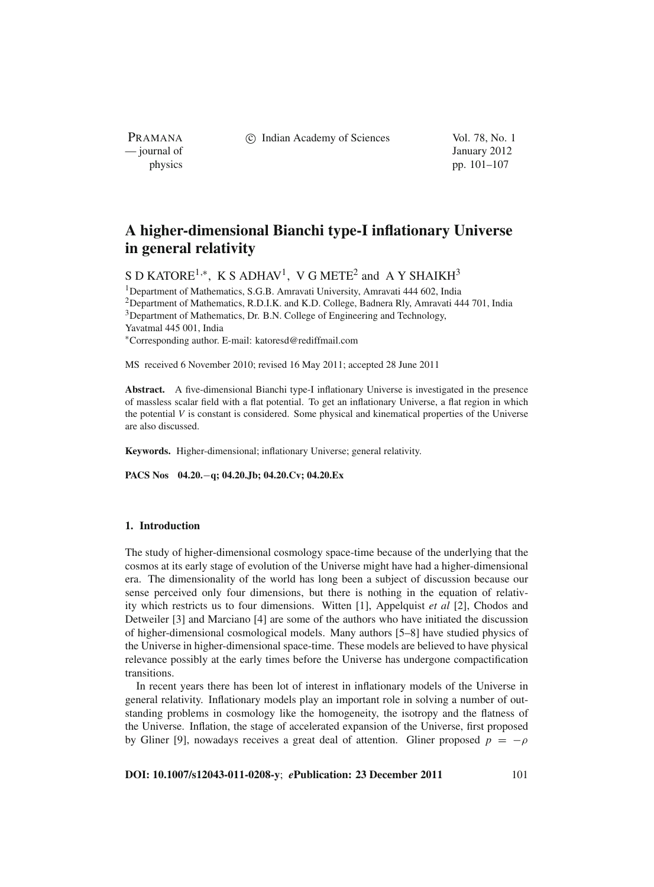# A higher-dimensional Bianchi type-I inflationary Universe in general relativity

S D KATORE[1,*], K S ADHAV[1], V G METE[2] and A Y SHAIKH[3]

[1]Department of Mathematics, S.G.B. Amravati University, Amravati 444 602, India
[2]Department of Mathematics, R.D.I.K. and K.D. College, Badnera Rly, Amravati 444 701, India
[3]Department of Mathematics, Dr. B.N. College of Engineering and Technology, Yavatmal 445 001, India
[*]Corresponding author. E-mail: katoresd@rediffmail.com

MS received 6 November 2010; revised 16 May 2011; accepted 28 June 2011

**Abstract.** A five-dimensional Bianchi type-I inflationary Universe is investigated in the presence of massless scalar field with a flat potential. To get an inflationary Universe, a flat region in which the potential $V$ is constant is considered. Some physical and kinematical properties of the Universe are also discussed.

**Keywords.** Higher-dimensional; inflationary Universe; general relativity.

**PACS Nos** 04.20.−q; 04.20.Jb; 04.20.Cv; 04.20.Ex

## 1. Introduction

The study of higher-dimensional cosmology space-time because of the underlying that the cosmos at its early stage of evolution of the Universe might have had a higher-dimensional era. The dimensionality of the world has long been a subject of discussion because our sense perceived only four dimensions, but there is nothing in the equation of relativity which restricts us to four dimensions. Witten [1], Appelquist *et al* [2], Chodos and Detweiler [3] and Marciano [4] are some of the authors who have initiated the discussion of higher-dimensional cosmological models. Many authors [5–8] have studied physics of the Universe in higher-dimensional space-time. These models are believed to have physical relevance possibly at the early times before the Universe has undergone compactification transitions.

In recent years there has been lot of interest in inflationary models of the Universe in general relativity. Inflationary models play an important role in solving a number of outstanding problems in cosmology like the homogeneity, the isotropy and the flatness of the Universe. Inflation, the stage of accelerated expansion of the Universe, first proposed by Gliner [9], nowadays receives a great deal of attention. Gliner proposed $p = -\rho$

**DOI: 10.1007/s12043-011-0208-y**; ***e*Publication: 23 December 2011**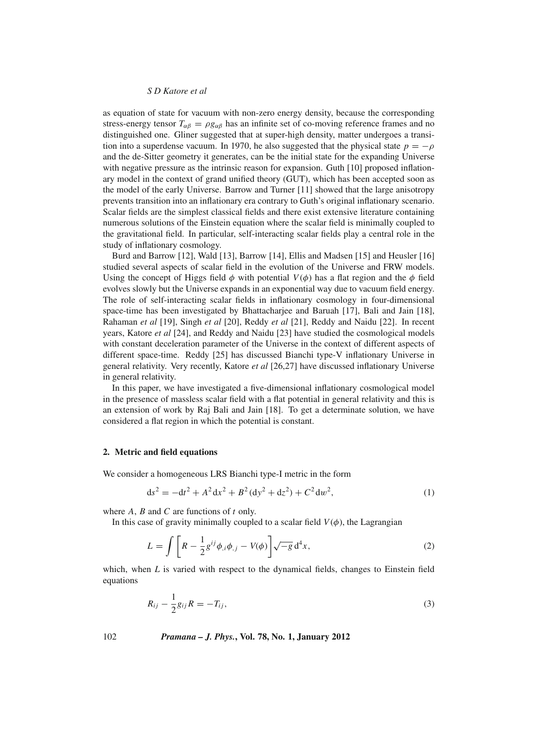as equation of state for vacuum with non-zero energy density, because the corresponding stress-energy tensor $T_{\alpha\beta} = \rho g_{\alpha\beta}$ has an infinite set of co-moving reference frames and no distinguished one. Gliner suggested that at super-high density, matter undergoes a transition into a superdense vacuum. In 1970, he also suggested that the physical state $p = -\rho$ and the de-Sitter geometry it generates, can be the initial state for the expanding Universe with negative pressure as the intrinsic reason for expansion. Guth [10] proposed inflationary model in the context of grand unified theory (GUT), which has been accepted soon as the model of the early Universe. Barrow and Turner [11] showed that the large anisotropy prevents transition into an inflationary era contrary to Guth's original inflationary scenario. Scalar fields are the simplest classical fields and there exist extensive literature containing numerous solutions of the Einstein equation where the scalar field is minimally coupled to the gravitational field. In particular, self-interacting scalar fields play a central role in the study of inflationary cosmology.

Burd and Barrow [12], Wald [13], Barrow [14], Ellis and Madsen [15] and Heusler [16] studied several aspects of scalar field in the evolution of the Universe and FRW models. Using the concept of Higgs field $\phi$ with potential $V(\phi)$ has a flat region and the $\phi$ field evolves slowly but the Universe expands in an exponential way due to vacuum field energy. The role of self-interacting scalar fields in inflationary cosmology in four-dimensional space-time has been investigated by Bhattacharjee and Baruah [17], Bali and Jain [18], Rahaman *et al* [19], Singh *et al* [20], Reddy *et al* [21], Reddy and Naidu [22]. In recent years, Katore *et al* [24], and Reddy and Naidu [23] have studied the cosmological models with constant deceleration parameter of the Universe in the context of different aspects of different space-time. Reddy [25] has discussed Bianchi type-V inflationary Universe in general relativity. Very recently, Katore *et al* [26,27] have discussed inflationary Universe in general relativity.

In this paper, we have investigated a five-dimensional inflationary cosmological model in the presence of massless scalar field with a flat potential in general relativity and this is an extension of work by Raj Bali and Jain [18]. To get a determinate solution, we have considered a flat region in which the potential is constant.

## 2. Metric and field equations

We consider a homogeneous LRS Bianchi type-I metric in the form

$$\mathrm{d}s^2 = -\mathrm{d}t^2 + A^2\,\mathrm{d}x^2 + B^2(\mathrm{d}y^2 + \mathrm{d}z^2) + C^2\,\mathrm{d}w^2, \tag{1}$$

where $A$, $B$ and $C$ are functions of $t$ only.

In this case of gravity minimally coupled to a scalar field $V(\phi)$, the Lagrangian

$$L = \int \left[ R - \frac{1}{2} g^{ij}\phi_{,i}\phi_{,j} - V(\phi) \right] \sqrt{-g}\,\mathrm{d}^4x, \tag{2}$$

which, when $L$ is varied with respect to the dynamical fields, changes to Einstein field equations

$$R_{ij} - \frac{1}{2} g_{ij} R = -T_{ij}, \tag{3}$$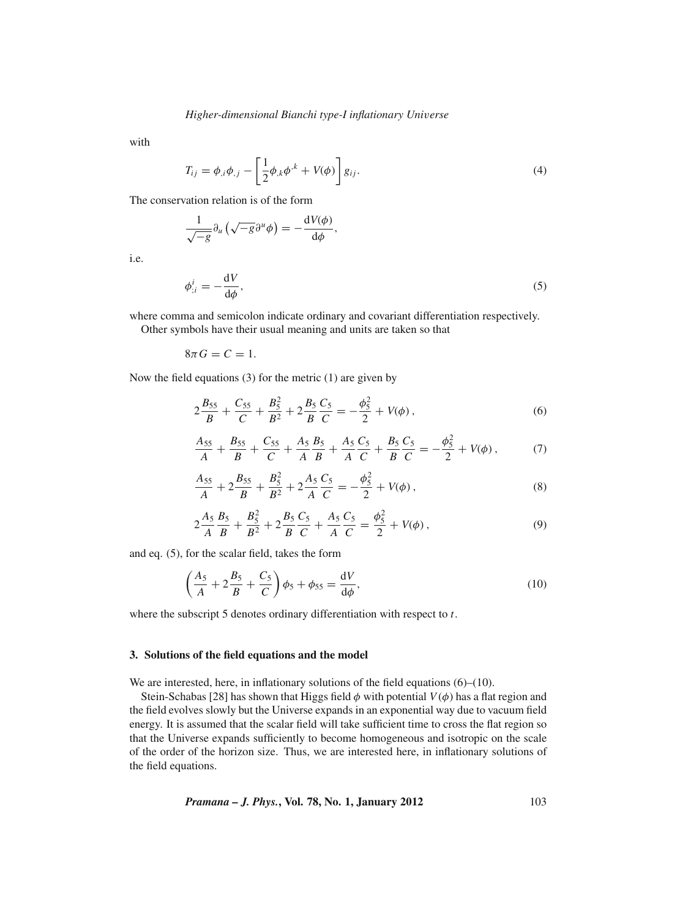with

$$T_{ij} = \phi_{,i}\phi_{,j} - \left[\frac{1}{2}\phi_{,k}\phi^{,k} + V(\phi)\right] g_{ij}. \tag{4}$$

The conservation relation is of the form

$$\frac{1}{\sqrt{-g}}\partial_u\left(\sqrt{-g}\partial^u\phi\right) = -\frac{\mathrm{d}V(\phi)}{\mathrm{d}\phi},$$

i.e.

$$\phi^{i}_{;i} = -\frac{\mathrm{d}V}{\mathrm{d}\phi}, \tag{5}$$

where comma and semicolon indicate ordinary and covariant differentiation respectively.

Other symbols have their usual meaning and units are taken so that

$$8\pi G = C = 1.$$

Now the field equations (3) for the metric (1) are given by

$$2\frac{B_{55}}{B} + \frac{C_{55}}{C} + \frac{B_5^2}{B^2} + 2\frac{B_5}{B}\frac{C_5}{C} = -\frac{\phi_5^2}{2} + V(\phi)\,, \tag{6}$$

$$\frac{A_{55}}{A} + \frac{B_{55}}{B} + \frac{C_{55}}{C} + \frac{A_5}{A}\frac{B_5}{B} + \frac{A_5}{A}\frac{C_5}{C} + \frac{B_5}{B}\frac{C_5}{C} = -\frac{\phi_5^2}{2} + V(\phi)\,, \tag{7}$$

$$\frac{A_{55}}{A} + 2\frac{B_{55}}{B} + \frac{B_5^2}{B^2} + 2\frac{A_5}{A}\frac{C_5}{C} = -\frac{\phi_5^2}{2} + V(\phi)\,, \tag{8}$$

$$2\frac{A_5}{A}\frac{B_5}{B} + \frac{B_5^2}{B^2} + 2\frac{B_5}{B}\frac{C_5}{C} + \frac{A_5}{A}\frac{C_5}{C} = \frac{\phi_5^2}{2} + V(\phi)\,, \tag{9}$$

and eq. (5), for the scalar field, takes the form

$$\left(\frac{A_5}{A} + 2\frac{B_5}{B} + \frac{C_5}{C}\right)\phi_5 + \phi_{55} = \frac{\mathrm{d}V}{\mathrm{d}\phi}, \tag{10}$$

where the subscript 5 denotes ordinary differentiation with respect to $t$.

## 3. Solutions of the field equations and the model

We are interested, here, in inflationary solutions of the field equations (6)–(10).

Stein-Schabas [28] has shown that Higgs field $\phi$ with potential $V(\phi)$ has a flat region and the field evolves slowly but the Universe expands in an exponential way due to vacuum field energy. It is assumed that the scalar field will take sufficient time to cross the flat region so that the Universe expands sufficiently to become homogeneous and isotropic on the scale of the order of the horizon size. Thus, we are interested here, in inflationary solutions of the field equations.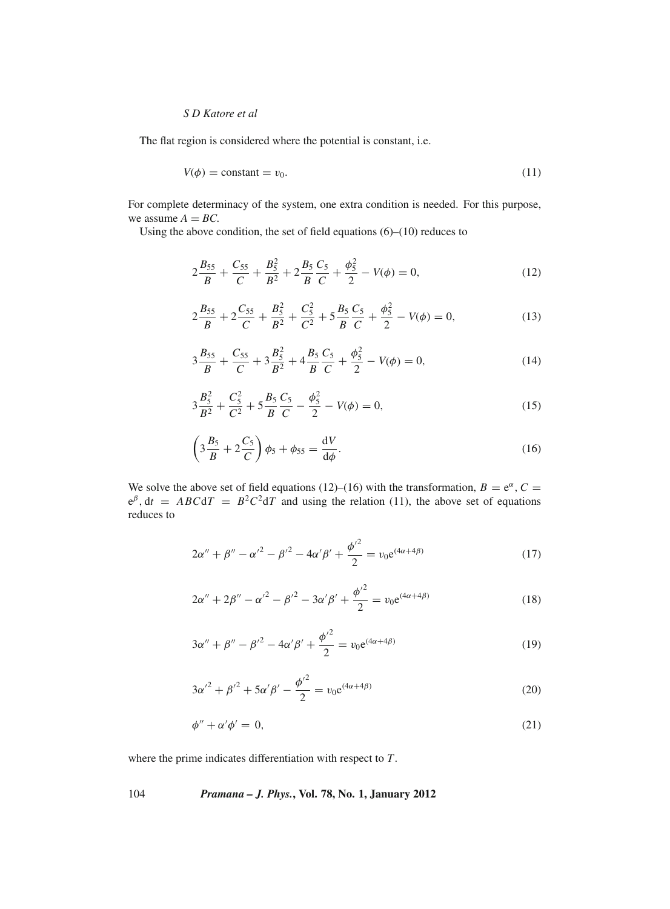The flat region is considered where the potential is constant, i.e.

$$V(\phi) = \text{constant} = v_0. \tag{11}$$

For complete determinacy of the system, one extra condition is needed. For this purpose, we assume $A = BC$.

Using the above condition, the set of field equations (6)–(10) reduces to

$$2\frac{B_{55}}{B} + \frac{C_{55}}{C} + \frac{B_5^2}{B^2} + 2\frac{B_5}{B}\frac{C_5}{C} + \frac{\phi_5^2}{2} - V(\phi) = 0, \tag{12}$$

$$2\frac{B_{55}}{B} + 2\frac{C_{55}}{C} + \frac{B_5^2}{B^2} + \frac{C_5^2}{C^2} + 5\frac{B_5}{B}\frac{C_5}{C} + \frac{\phi_5^2}{2} - V(\phi) = 0, \tag{13}$$

$$3\frac{B_{55}}{B} + \frac{C_{55}}{C} + 3\frac{B_5^2}{B^2} + 4\frac{B_5}{B}\frac{C_5}{C} + \frac{\phi_5^2}{2} - V(\phi) = 0, \tag{14}$$

$$3\frac{B_5^2}{B^2} + \frac{C_5^2}{C^2} + 5\frac{B_5}{B}\frac{C_5}{C} - \frac{\phi_5^2}{2} - V(\phi) = 0, \tag{15}$$

$$\left(3\frac{B_5}{B} + 2\frac{C_5}{C}\right)\phi_5 + \phi_{55} = \frac{\mathrm{d}V}{\mathrm{d}\phi}. \tag{16}$$

We solve the above set of field equations (12)–(16) with the transformation, $B = \mathrm{e}^{\alpha}, C = \mathrm{e}^{\beta}, \mathrm{d}t = ABC\mathrm{d}T = B^2C^2\mathrm{d}T$ and using the relation (11), the above set of equations reduces to

$$2\alpha'' + \beta'' - {\alpha'}^2 - {\beta'}^2 - 4\alpha'\beta' + \frac{{\phi'}^2}{2} = v_0\mathrm{e}^{(4\alpha+4\beta)} \tag{17}$$

$$2\alpha'' + 2\beta'' - {\alpha'}^2 - {\beta'}^2 - 3\alpha'\beta' + \frac{{\phi'}^2}{2} = v_0\mathrm{e}^{(4\alpha+4\beta)} \tag{18}$$

$$3\alpha'' + \beta'' - {\beta'}^2 - 4\alpha'\beta' + \frac{{\phi'}^2}{2} = v_0\mathrm{e}^{(4\alpha+4\beta)} \tag{19}$$

$$3{\alpha'}^2 + {\beta'}^2 + 5\alpha'\beta' - \frac{{\phi'}^2}{2} = v_0\mathrm{e}^{(4\alpha+4\beta)} \tag{20}$$

$$\phi'' + \alpha'\phi' = 0, \tag{21}$$

where the prime indicates differentiation with respect to $T$.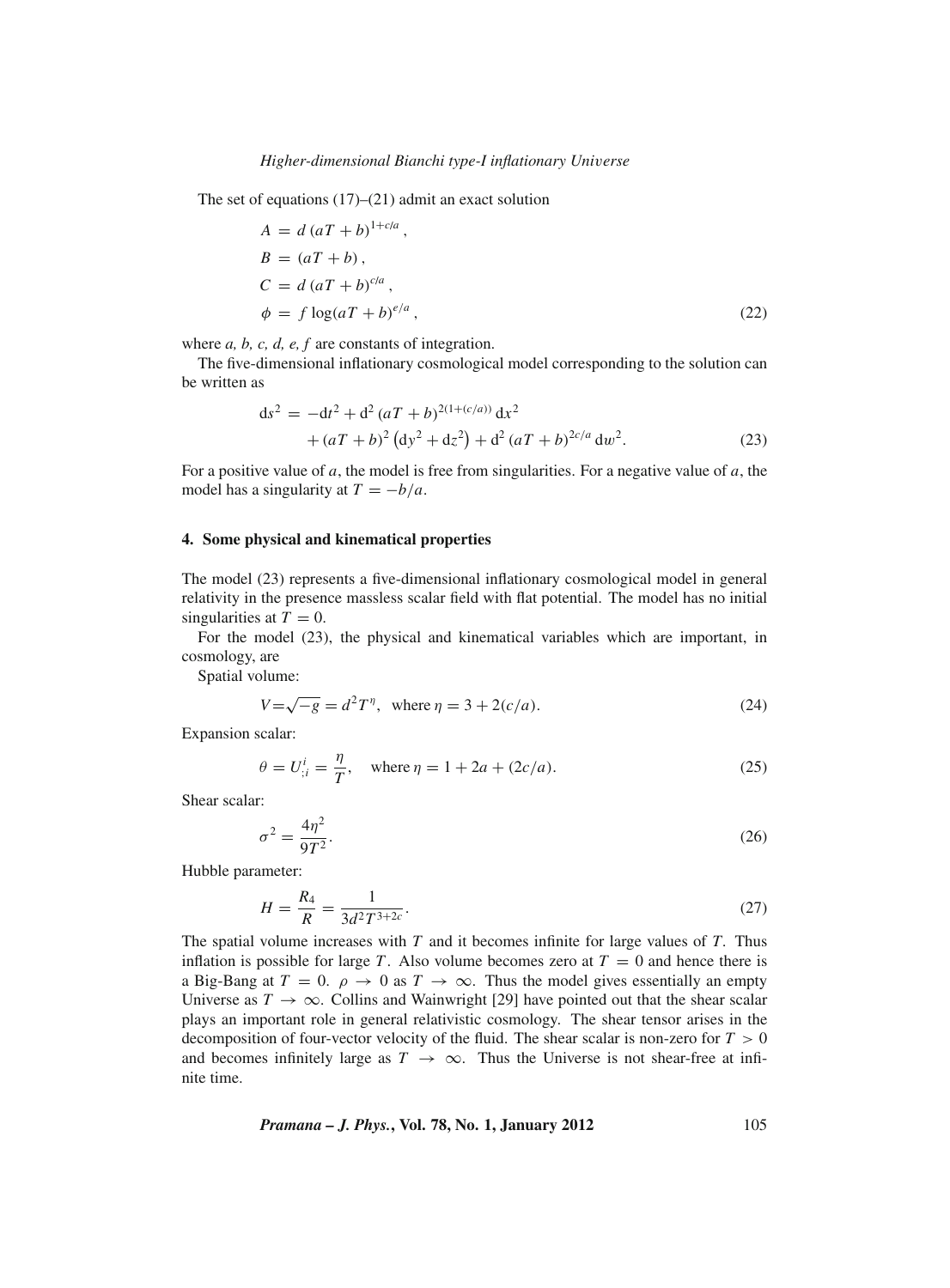The set of equations (17)–(21) admit an exact solution

$$
\begin{aligned}
A &= d\,(aT+b)^{1+c/a}\,,\\
B &= (aT+b)\,,\\
C &= d\,(aT+b)^{c/a}\,,\\
\phi &= f\,\log(aT+b)^{e/a}\,,
\end{aligned}
\tag{22}
$$

where *a, b, c, d, e, f* are constants of integration.

The five-dimensional inflationary cosmological model corresponding to the solution can be written as

$$
\begin{aligned}
\mathrm{d}s^2 = &-\mathrm{d}t^2 + \mathrm{d}^2\,(aT+b)^{2(1+(c/a))}\,\mathrm{d}x^2\\
&+ (aT+b)^2\left(\mathrm{d}y^2+\mathrm{d}z^2\right) + \mathrm{d}^2\,(aT+b)^{2c/a}\,\mathrm{d}w^2.
\end{aligned}
\tag{23}
$$

For a positive value of $a$, the model is free from singularities. For a negative value of $a$, the model has a singularity at $T = -b/a$.

## 4. Some physical and kinematical properties

The model (23) represents a five-dimensional inflationary cosmological model in general relativity in the presence massless scalar field with flat potential. The model has no initial singularities at $T = 0$.

For the model (23), the physical and kinematical variables which are important, in cosmology, are

Spatial volume:

$$
V = \sqrt{-g} = d^2 T^{\eta}, \quad \text{where } \eta = 3 + 2(c/a). \tag{24}
$$

Expansion scalar:

$$
\theta = U^i_{;i} = \frac{\eta}{T}, \quad \text{where } \eta = 1 + 2a + (2c/a). \tag{25}
$$

Shear scalar:

$$
\sigma^2 = \frac{4\eta^2}{9T^2}. \tag{26}
$$

Hubble parameter:

$$
H = \frac{R_4}{R} = \frac{1}{3d^2 T^{3+2c}}. \tag{27}
$$

The spatial volume increases with $T$ and it becomes infinite for large values of $T$. Thus inflation is possible for large $T$. Also volume becomes zero at $T = 0$ and hence there is a Big-Bang at $T = 0$. $\rho \to 0$ as $T \to \infty$. Thus the model gives essentially an empty Universe as $T \to \infty$. Collins and Wainwright [29] have pointed out that the shear scalar plays an important role in general relativistic cosmology. The shear tensor arises in the decomposition of four-vector velocity of the fluid. The shear scalar is non-zero for $T > 0$ and becomes infinitely large as $T \to \infty$. Thus the Universe is not shear-free at infinite time.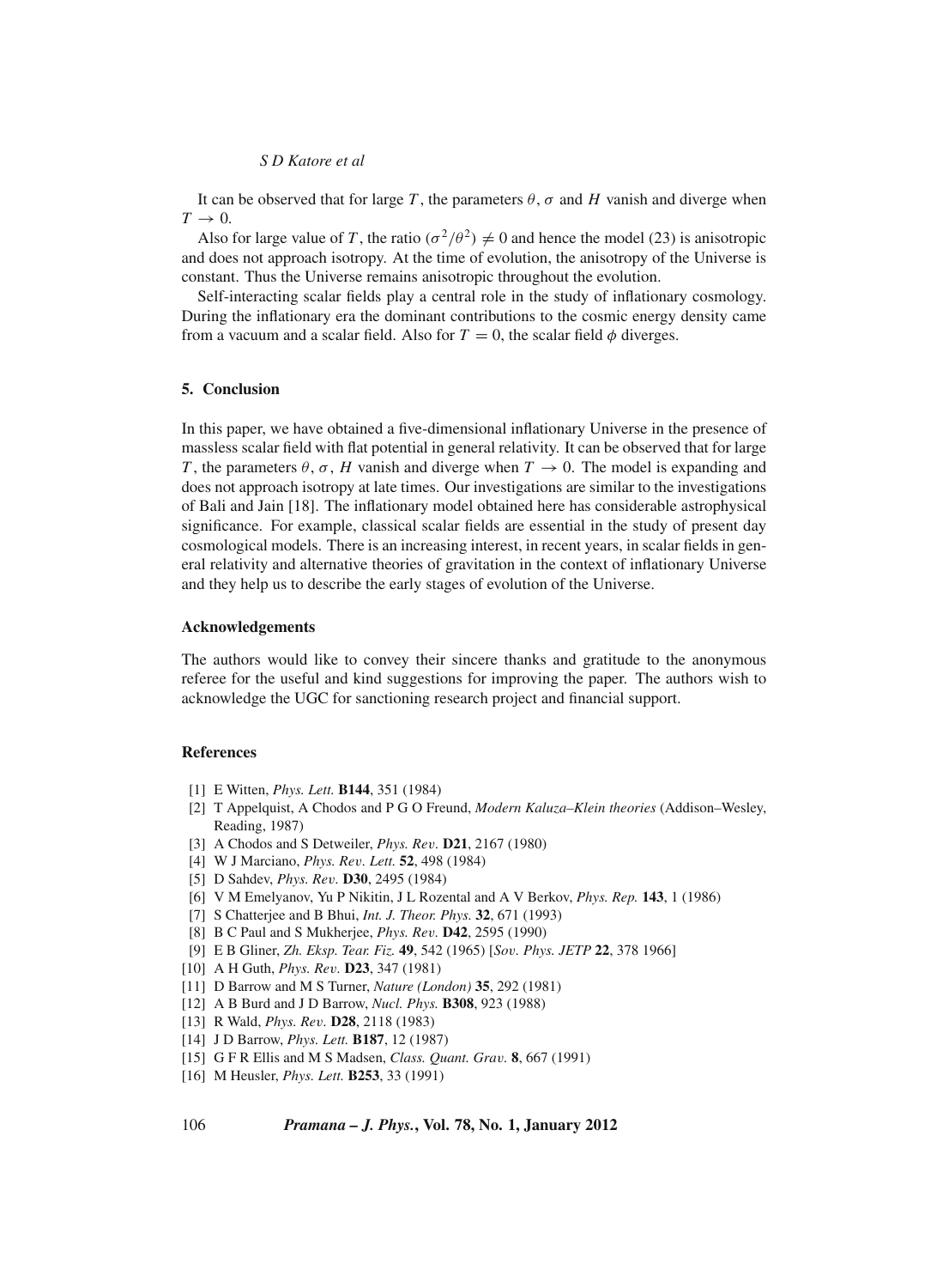It can be observed that for large $T$, the parameters $\theta$, $\sigma$ and $H$ vanish and diverge when $T \to 0$.

Also for large value of $T$, the ratio $(\sigma^2/\theta^2) \neq 0$ and hence the model (23) is anisotropic and does not approach isotropy. At the time of evolution, the anisotropy of the Universe is constant. Thus the Universe remains anisotropic throughout the evolution.

Self-interacting scalar fields play a central role in the study of inflationary cosmology. During the inflationary era the dominant contributions to the cosmic energy density came from a vacuum and a scalar field. Also for $T = 0$, the scalar field $\phi$ diverges.

## 5. Conclusion

In this paper, we have obtained a five-dimensional inflationary Universe in the presence of massless scalar field with flat potential in general relativity. It can be observed that for large $T$, the parameters $\theta$, $\sigma$, $H$ vanish and diverge when $T \to 0$. The model is expanding and does not approach isotropy at late times. Our investigations are similar to the investigations of Bali and Jain [18]. The inflationary model obtained here has considerable astrophysical significance. For example, classical scalar fields are essential in the study of present day cosmological models. There is an increasing interest, in recent years, in scalar fields in general relativity and alternative theories of gravitation in the context of inflationary Universe and they help us to describe the early stages of evolution of the Universe.

## Acknowledgements

The authors would like to convey their sincere thanks and gratitude to the anonymous referee for the useful and kind suggestions for improving the paper. The authors wish to acknowledge the UGC for sanctioning research project and financial support.

## References

[1] E Witten, *Phys. Lett.* **B144**, 351 (1984)
[2] T Appelquist, A Chodos and P G O Freund, *Modern Kaluza–Klein theories* (Addison–Wesley, Reading, 1987)
[3] A Chodos and S Detweiler, *Phys. Rev.* **D21**, 2167 (1980)
[4] W J Marciano, *Phys. Rev. Lett.* **52**, 498 (1984)
[5] D Sahdev, *Phys. Rev.* **D30**, 2495 (1984)
[6] V M Emelyanov, Yu P Nikitin, J L Rozental and A V Berkov, *Phys. Rep.* **143**, 1 (1986)
[7] S Chatterjee and B Bhui, *Int. J. Theor. Phys.* **32**, 671 (1993)
[8] B C Paul and S Mukherjee, *Phys. Rev.* **D42**, 2595 (1990)
[9] E B Gliner, *Zh. Eksp. Tear. Fiz.* **49**, 542 (1965) [*Sov. Phys. JETP* **22**, 378 1966]
[10] A H Guth, *Phys. Rev.* **D23**, 347 (1981)
[11] D Barrow and M S Turner, *Nature (London)* **35**, 292 (1981)
[12] A B Burd and J D Barrow, *Nucl. Phys.* **B308**, 923 (1988)
[13] R Wald, *Phys. Rev.* **D28**, 2118 (1983)
[14] J D Barrow, *Phys. Lett.* **B187**, 12 (1987)
[15] G F R Ellis and M S Madsen, *Class. Quant. Grav.* **8**, 667 (1991)
[16] M Heusler, *Phys. Lett.* **B253**, 33 (1991)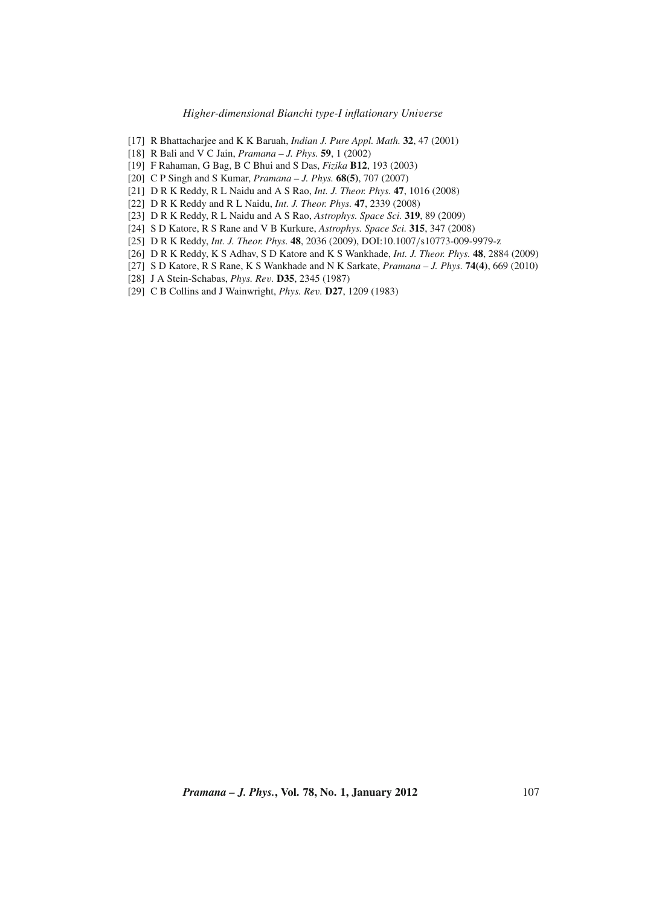[17] R Bhattacharjee and K K Baruah, *Indian J. Pure Appl. Math.* **32**, 47 (2001)
[18] R Bali and V C Jain, *Pramana – J. Phys.* **59**, 1 (2002)
[19] F Rahaman, G Bag, B C Bhui and S Das, *Fizika* **B12**, 193 (2003)
[20] C P Singh and S Kumar, *Pramana – J. Phys.* **68(5)**, 707 (2007)
[21] D R K Reddy, R L Naidu and A S Rao, *Int. J. Theor. Phys.* **47**, 1016 (2008)
[22] D R K Reddy and R L Naidu, *Int. J. Theor. Phys.* **47**, 2339 (2008)
[23] D R K Reddy, R L Naidu and A S Rao, *Astrophys. Space Sci.* **319**, 89 (2009)
[24] S D Katore, R S Rane and V B Kurkure, *Astrophys. Space Sci.* **315**, 347 (2008)
[25] D R K Reddy, *Int. J. Theor. Phys.* **48**, 2036 (2009), DOI:10.1007/s10773-009-9979-z
[26] D R K Reddy, K S Adhav, S D Katore and K S Wankhade, *Int. J. Theor. Phys.* **48**, 2884 (2009)
[27] S D Katore, R S Rane, K S Wankhade and N K Sarkate, *Pramana – J. Phys.* **74(4)**, 669 (2010)
[28] J A Stein-Schabas, *Phys. Rev.* **D35**, 2345 (1987)
[29] C B Collins and J Wainwright, *Phys. Rev.* **D27**, 1209 (1983)